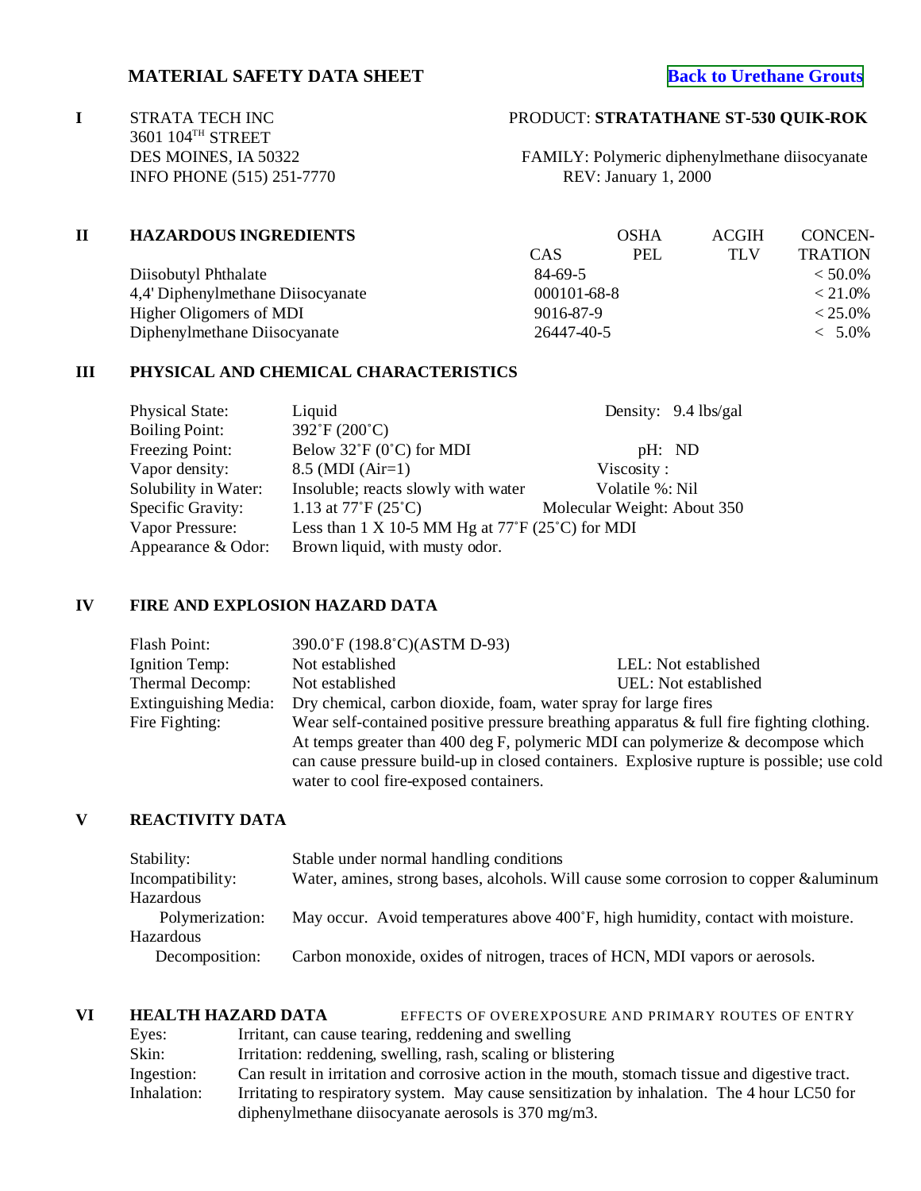# MATERIAL SAFETY DATA SHEET

Back to Urethane Grouts

**I**

STRATA TECH INC
3601 104TH STREET
DES MOINES, IA 50322
INFO PHONE (515) 251-7770

PRODUCT: **STRATATHANE ST-530 QUIK-ROK**

FAMILY: Polymeric diphenylmethane diisocyanate
REV: January 1, 2000

## II HAZARDOUS INGREDIENTS

| | CAS | OSHA PEL | ACGIH TLV | CONCEN-TRATION |
|---|---|---|---|---|
| Diisobutyl Phthalate | 84-69-5 | | | < 50.0% |
| 4,4' Diphenylmethane Diisocyanate | 000101-68-8 | | | < 21.0% |
| Higher Oligomers of MDI | 9016-87-9 | | | < 25.0% |
| Diphenylmethane Diisocyanate | 26447-40-5 | | | < 5.0% |

## III PHYSICAL AND CHEMICAL CHARACTERISTICS

| | | | |
|---|---|---|---|
| Physical State: | Liquid | Density: | 9.4 lbs/gal |
| Boiling Point: | 392˚F (200˚C) | | |
| Freezing Point: | Below 32˚F (0˚C) for MDI | pH: | ND |
| Vapor density: | 8.5 (MDI (Air=1) | Viscosity : | |
| Solubility in Water: | Insoluble; reacts slowly with water | Volatile %: | Nil |
| Specific Gravity: | 1.13 at 77˚F (25˚C) | Molecular Weight: | About 350 |
| Vapor Pressure: | Less than 1 X 10-5 MM Hg at 77˚F (25˚C) for MDI | | |
| Appearance & Odor: | Brown liquid, with musty odor. | | |

## IV FIRE AND EXPLOSION HAZARD DATA

| | | |
|---|---|---|
| Flash Point: | 390.0˚F (198.8˚C)(ASTM D-93) | |
| Ignition Temp: | Not established | LEL: Not established |
| Thermal Decomp: | Not established | UEL: Not established |

Extinguishing Media: Dry chemical, carbon dioxide, foam, water spray for large fires

Fire Fighting: Wear self-contained positive pressure breathing apparatus & full fire fighting clothing. At temps greater than 400 deg F, polymeric MDI can polymerize & decompose which can cause pressure build-up in closed containers. Explosive rupture is possible; use cold water to cool fire-exposed containers.

## V REACTIVITY DATA

Stability: Stable under normal handling conditions

Incompatibility: Water, amines, strong bases, alcohols. Will cause some corrosion to copper &aluminum

Hazardous Polymerization: May occur. Avoid temperatures above 400˚F, high humidity, contact with moisture.

Hazardous Decomposition: Carbon monoxide, oxides of nitrogen, traces of HCN, MDI vapors or aerosols.

## VI HEALTH HAZARD DATA

EFFECTS OF OVEREXPOSURE AND PRIMARY ROUTES OF ENTRY

Eyes: Irritant, can cause tearing, reddening and swelling

Skin: Irritation: reddening, swelling, rash, scaling or blistering

Ingestion: Can result in irritation and corrosive action in the mouth, stomach tissue and digestive tract.

Inhalation: Irritating to respiratory system. May cause sensitization by inhalation. The 4 hour LC50 for diphenylmethane diisocyanate aerosols is 370 mg/m3.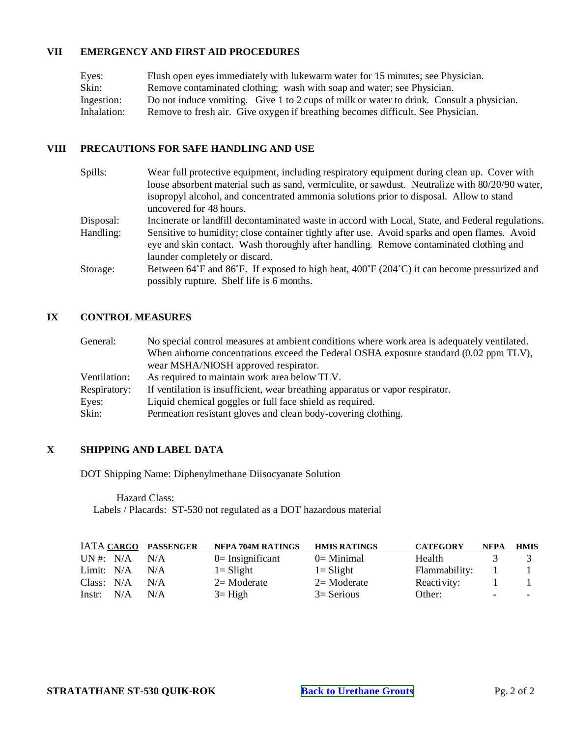## VII EMERGENCY AND FIRST AID PROCEDURES

| | |
|---|---|
| Eyes: | Flush open eyes immediately with lukewarm water for 15 minutes; see Physician. |
| Skin: | Remove contaminated clothing; wash with soap and water; see Physician. |
| Ingestion: | Do not induce vomiting. Give 1 to 2 cups of milk or water to drink. Consult a physician. |
| Inhalation: | Remove to fresh air. Give oxygen if breathing becomes difficult. See Physician. |

## VIII PRECAUTIONS FOR SAFE HANDLING AND USE

| | |
|---|---|
| Spills: | Wear full protective equipment, including respiratory equipment during clean up. Cover with loose absorbent material such as sand, vermiculite, or sawdust. Neutralize with 80/20/90 water, isopropyl alcohol, and concentrated ammonia solutions prior to disposal. Allow to stand uncovered for 48 hours. |
| Disposal: | Incinerate or landfill decontaminated waste in accord with Local, State, and Federal regulations. |
| Handling: | Sensitive to humidity; close container tightly after use. Avoid sparks and open flames. Avoid eye and skin contact. Wash thoroughly after handling. Remove contaminated clothing and launder completely or discard. |
| Storage: | Between 64˚F and 86˚F. If exposed to high heat, 400˚F (204˚C) it can become pressurized and possibly rupture. Shelf life is 6 months. |

## IX CONTROL MEASURES

| | |
|---|---|
| General: | No special control measures at ambient conditions where work area is adequately ventilated. When airborne concentrations exceed the Federal OSHA exposure standard (0.02 ppm TLV), wear MSHA/NIOSH approved respirator. |
| Ventilation: | As required to maintain work area below TLV. |
| Respiratory: | If ventilation is insufficient, wear breathing apparatus or vapor respirator. |
| Eyes: | Liquid chemical goggles or full face shield as required. |
| Skin: | Permeation resistant gloves and clean body-covering clothing. |

## X SHIPPING AND LABEL DATA

DOT Shipping Name: Diphenylmethane Diisocyanate Solution

Hazard Class:

Labels / Placards: ST-530 not regulated as a DOT hazardous material

| IATA | CARGO | PASSENGER | NFPA 704M RATINGS | HMIS RATINGS | CATEGORY | NFPA | HMIS |
|---|---|---|---|---|---|---|---|
| UN #: | N/A | N/A | 0= Insignificant | 0= Minimal | Health | 3 | 3 |
| Limit: | N/A | N/A | 1= Slight | 1= Slight | Flammability: | 1 | 1 |
| Class: | N/A | N/A | 2= Moderate | 2= Moderate | Reactivity: | 1 | 1 |
| Instr: | N/A | N/A | 3= High | 3= Serious | Other: | - | - |

**STRATATHANE ST-530 QUIK-ROK** **Back to Urethane Grouts**